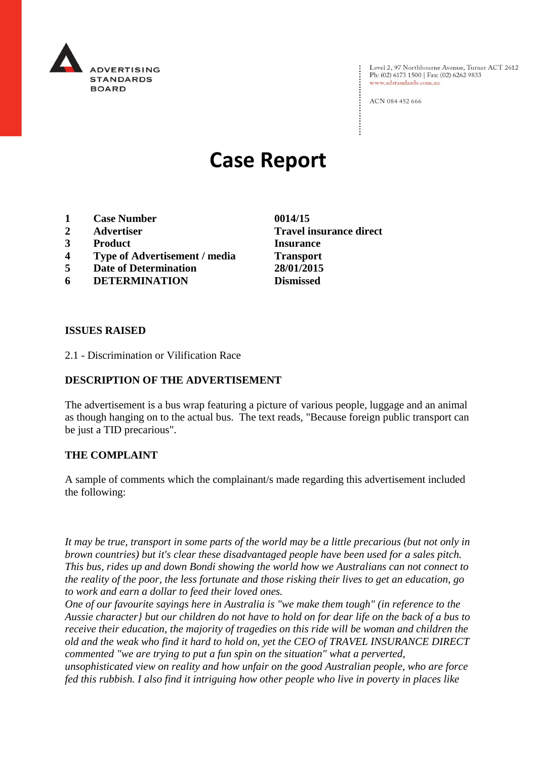ADVERTISING STANDARDS BOARD

Level 2, 97 Northbourne Avenue, Turner ACT 2612
Ph: (02) 6173 1500 | Fax: (02) 6262 9833
www.adstandards.com.au

ACN 084 452 666

# Case Report

| | | |
|---|---|---|
| **1** | **Case Number** | **0014/15** |
| **2** | **Advertiser** | **Travel insurance direct** |
| **3** | **Product** | **Insurance** |
| **4** | **Type of Advertisement / media** | **Transport** |
| **5** | **Date of Determination** | **28/01/2015** |
| **6** | **DETERMINATION** | **Dismissed** |

**ISSUES RAISED**

2.1 - Discrimination or Vilification Race

**DESCRIPTION OF THE ADVERTISEMENT**

The advertisement is a bus wrap featuring a picture of various people, luggage and an animal as though hanging on to the actual bus. The text reads, "Because foreign public transport can be just a TID precarious".

**THE COMPLAINT**

A sample of comments which the complainant/s made regarding this advertisement included the following:

*It may be true, transport in some parts of the world may be a little precarious (but not only in brown countries) but it's clear these disadvantaged people have been used for a sales pitch. This bus, rides up and down Bondi showing the world how we Australians can not connect to the reality of the poor, the less fortunate and those risking their lives to get an education, go to work and earn a dollar to feed their loved ones.*
*One of our favourite sayings here in Australia is "we make them tough" (in reference to the Aussie character} but our children do not have to hold on for dear life on the back of a bus to receive their education, the majority of tragedies on this ride will be woman and children the old and the weak who find it hard to hold on, yet the CEO of TRAVEL INSURANCE DIRECT commented "we are trying to put a fun spin on the situation" what a perverted, unsophisticated view on reality and how unfair on the good Australian people, who are force fed this rubbish. I also find it intriguing how other people who live in poverty in places like*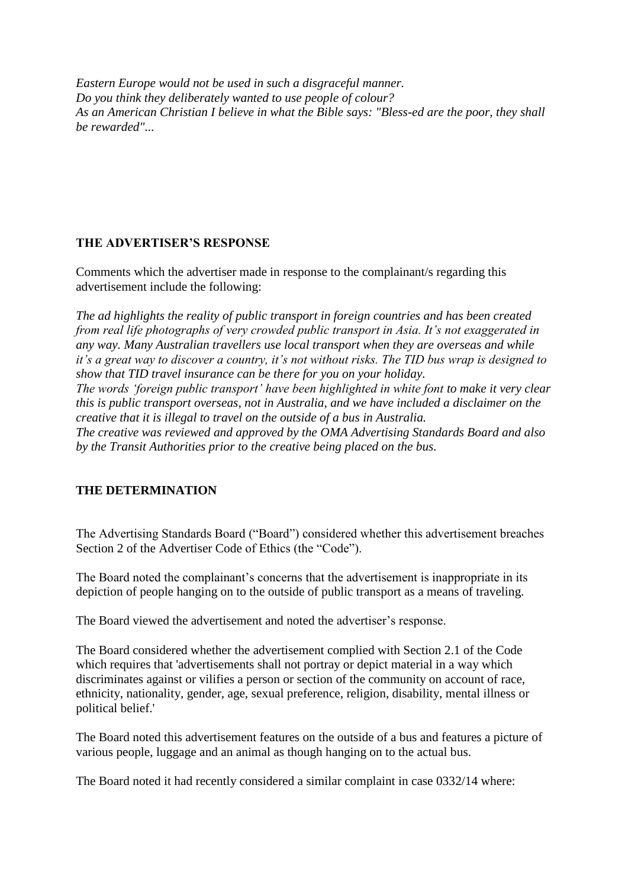*Eastern Europe would not be used in such a disgraceful manner.*
*Do you think they deliberately wanted to use people of colour?*
*As an American Christian I believe in what the Bible says: "Bless-ed are the poor, they shall be rewarded"...*

## THE ADVERTISER'S RESPONSE

Comments which the advertiser made in response to the complainant/s regarding this advertisement include the following:

*The ad highlights the reality of public transport in foreign countries and has been created from real life photographs of very crowded public transport in Asia. It's not exaggerated in any way. Many Australian travellers use local transport when they are overseas and while it's a great way to discover a country, it's not without risks. The TID bus wrap is designed to show that TID travel insurance can be there for you on your holiday.*
*The words 'foreign public transport' have been highlighted in white font to make it very clear this is public transport overseas, not in Australia, and we have included a disclaimer on the creative that it is illegal to travel on the outside of a bus in Australia.*
*The creative was reviewed and approved by the OMA Advertising Standards Board and also by the Transit Authorities prior to the creative being placed on the bus.*

## THE DETERMINATION

The Advertising Standards Board ("Board") considered whether this advertisement breaches Section 2 of the Advertiser Code of Ethics (the "Code").

The Board noted the complainant's concerns that the advertisement is inappropriate in its depiction of people hanging on to the outside of public transport as a means of traveling.

The Board viewed the advertisement and noted the advertiser's response.

The Board considered whether the advertisement complied with Section 2.1 of the Code which requires that 'advertisements shall not portray or depict material in a way which discriminates against or vilifies a person or section of the community on account of race, ethnicity, nationality, gender, age, sexual preference, religion, disability, mental illness or political belief.'

The Board noted this advertisement features on the outside of a bus and features a picture of various people, luggage and an animal as though hanging on to the actual bus.

The Board noted it had recently considered a similar complaint in case 0332/14 where: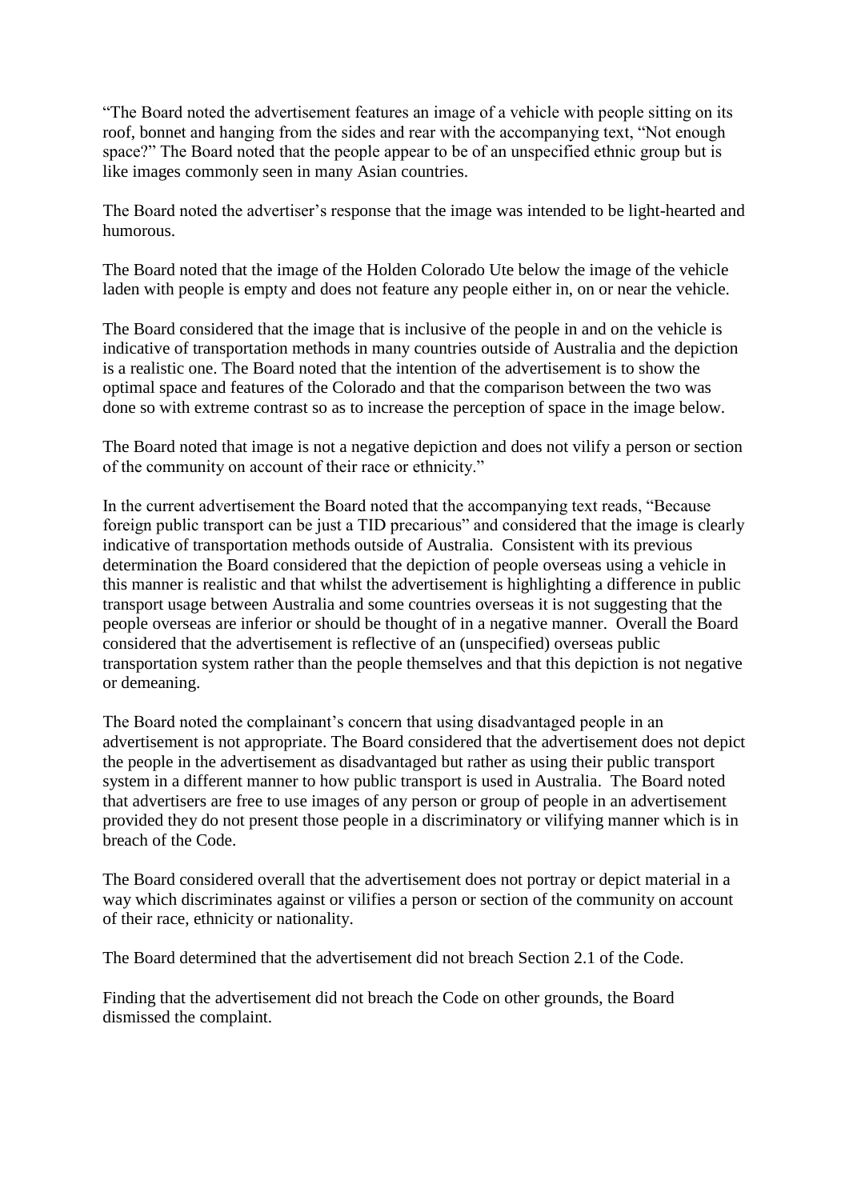"The Board noted the advertisement features an image of a vehicle with people sitting on its roof, bonnet and hanging from the sides and rear with the accompanying text, "Not enough space?" The Board noted that the people appear to be of an unspecified ethnic group but is like images commonly seen in many Asian countries.

The Board noted the advertiser's response that the image was intended to be light-hearted and humorous.

The Board noted that the image of the Holden Colorado Ute below the image of the vehicle laden with people is empty and does not feature any people either in, on or near the vehicle.

The Board considered that the image that is inclusive of the people in and on the vehicle is indicative of transportation methods in many countries outside of Australia and the depiction is a realistic one. The Board noted that the intention of the advertisement is to show the optimal space and features of the Colorado and that the comparison between the two was done so with extreme contrast so as to increase the perception of space in the image below.

The Board noted that image is not a negative depiction and does not vilify a person or section of the community on account of their race or ethnicity."

In the current advertisement the Board noted that the accompanying text reads, "Because foreign public transport can be just a TID precarious" and considered that the image is clearly indicative of transportation methods outside of Australia. Consistent with its previous determination the Board considered that the depiction of people overseas using a vehicle in this manner is realistic and that whilst the advertisement is highlighting a difference in public transport usage between Australia and some countries overseas it is not suggesting that the people overseas are inferior or should be thought of in a negative manner. Overall the Board considered that the advertisement is reflective of an (unspecified) overseas public transportation system rather than the people themselves and that this depiction is not negative or demeaning.

The Board noted the complainant's concern that using disadvantaged people in an advertisement is not appropriate. The Board considered that the advertisement does not depict the people in the advertisement as disadvantaged but rather as using their public transport system in a different manner to how public transport is used in Australia. The Board noted that advertisers are free to use images of any person or group of people in an advertisement provided they do not present those people in a discriminatory or vilifying manner which is in breach of the Code.

The Board considered overall that the advertisement does not portray or depict material in a way which discriminates against or vilifies a person or section of the community on account of their race, ethnicity or nationality.

The Board determined that the advertisement did not breach Section 2.1 of the Code.

Finding that the advertisement did not breach the Code on other grounds, the Board dismissed the complaint.